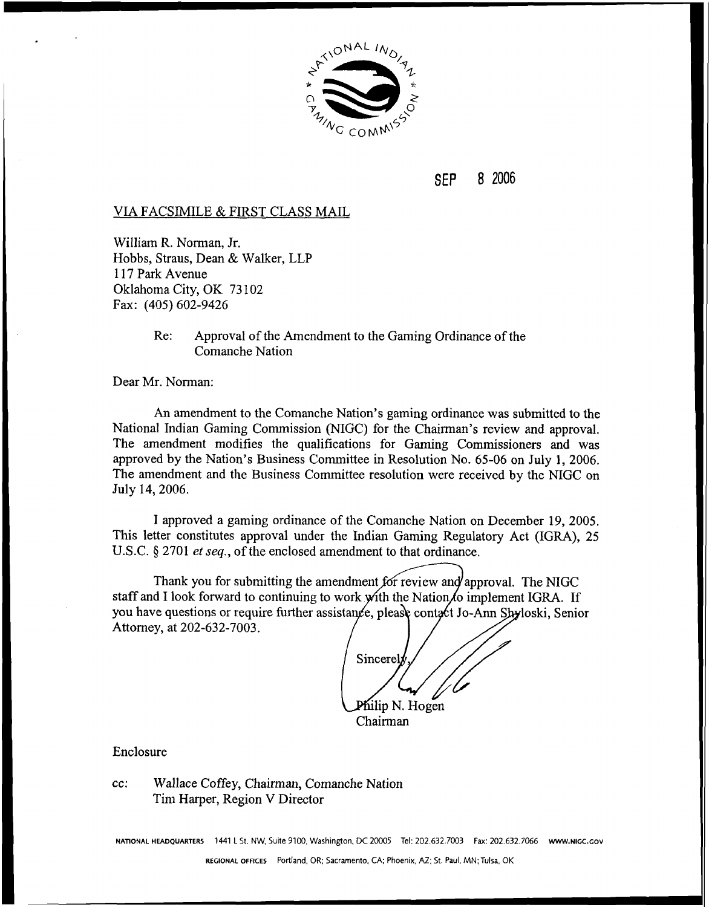SEP 8 2006

VIA FACSIMILE & FIRST CLASS MAIL

William R. Norman, Jr.
Hobbs, Straus, Dean & Walker, LLP
117 Park Avenue
Oklahoma City, OK 73102
Fax: (405) 602-9426

Re: Approval of the Amendment to the Gaming Ordinance of the Comanche Nation

Dear Mr. Norman:

An amendment to the Comanche Nation's gaming ordinance was submitted to the National Indian Gaming Commission (NIGC) for the Chairman's review and approval. The amendment modifies the qualifications for Gaming Commissioners and was approved by the Nation's Business Committee in Resolution No. 65-06 on July 1, 2006. The amendment and the Business Committee resolution were received by the NIGC on July 14, 2006.

I approved a gaming ordinance of the Comanche Nation on December 19, 2005. This letter constitutes approval under the Indian Gaming Regulatory Act (IGRA), 25 U.S.C. § 2701 *et seq.*, of the enclosed amendment to that ordinance.

Thank you for submitting the amendment for review and approval. The NIGC staff and I look forward to continuing to work with the Nation to implement IGRA. If you have questions or require further assistance, please contact Jo-Ann Shyloski, Senior Attorney, at 202-632-7003.

Sincerely,

Philip N. Hogen
Chairman

Enclosure

cc: Wallace Coffey, Chairman, Comanche Nation
Tim Harper, Region V Director

NATIONAL HEADQUARTERS 1441 L St. NW, Suite 9100, Washington, DC 20005 Tel: 202.632.7003 Fax: 202.632.7066 WWW.NIGC.GOV

REGIONAL OFFICES Portland, OR; Sacramento, CA; Phoenix, AZ; St. Paul, MN; Tulsa, OK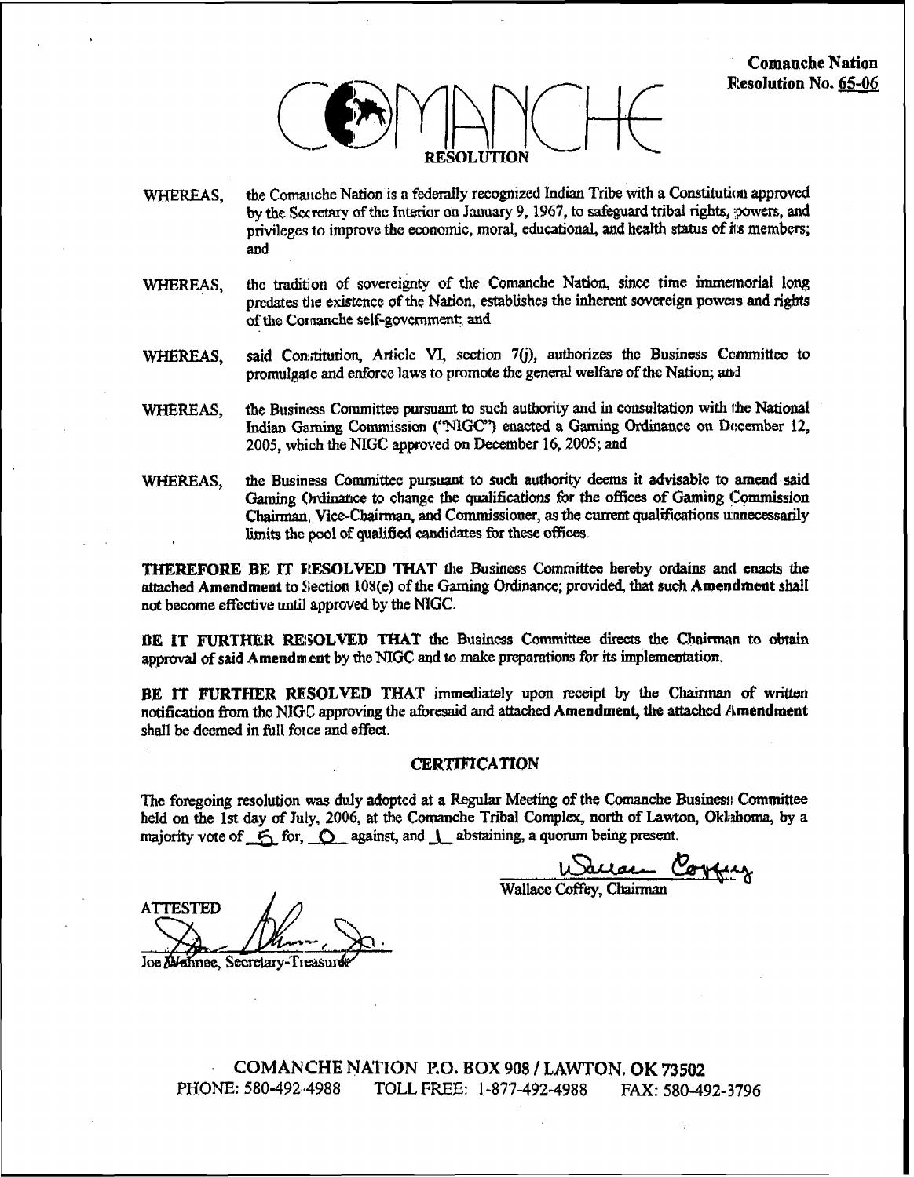**Comanche Nation**
**Resolution No. 65-06**

COMANCHE

RESOLUTION

WHEREAS, the Comanche Nation is a federally recognized Indian Tribe with a Constitution approved by the Secretary of the Interior on January 9, 1967, to safeguard tribal rights, powers, and privileges to improve the economic, moral, educational, and health status of its members; and

WHEREAS, the tradition of sovereignty of the Comanche Nation, since time immemorial long predates the existence of the Nation, establishes the inherent sovereign powers and rights of the Comanche self-government; and

WHEREAS, said Constitution, Article VI, section 7(j), authorizes the Business Committee to promulgate and enforce laws to promote the general welfare of the Nation; and

WHEREAS, the Business Committee pursuant to such authority and in consultation with the National Indian Gaming Commission ("NIGC") enacted a Gaming Ordinance on December 12, 2005, which the NIGC approved on December 16, 2005; and

WHEREAS, the Business Committee pursuant to such authority deems it advisable to amend said Gaming Ordinance to change the qualifications for the offices of Gaming Commission Chairman, Vice-Chairman, and Commissioner, as the current qualifications unnecessarily limits the pool of qualified candidates for these offices.

**THEREFORE BE IT RESOLVED THAT** the Business Committee hereby ordains and enacts the attached **Amendment** to Section 108(e) of the Gaming Ordinance; provided, that such **Amendment** shall not become effective until approved by the NIGC.

**BE IT FURTHER RESOLVED THAT** the Business Committee directs the Chairman to obtain approval of said **Amendment** by the NIGC and to make preparations for its implementation.

**BE IT FURTHER RESOLVED THAT** immediately upon receipt by the Chairman of written notification from the NIGC approving the aforesaid and attached **Amendment, the attached Amendment** shall be deemed in full force and effect.

**CERTIFICATION**

The foregoing resolution was duly adopted at a Regular Meeting of the Comanche Business Committee held on the 1st day of July, 2006, at the Comanche Tribal Complex, north of Lawton, Oklahoma, by a majority vote of 5 for, 0 against, and 1 abstaining, a quorum being present.

Wallace Coffey, Chairman

ATTESTED

Joe Wahnee, Secretary-Treasurer

COMANCHE NATION P.O. BOX 908 / LAWTON, OK 73502
PHONE: 580-492-4988 TOLL FREE: 1-877-492-4988 FAX: 580-492-3796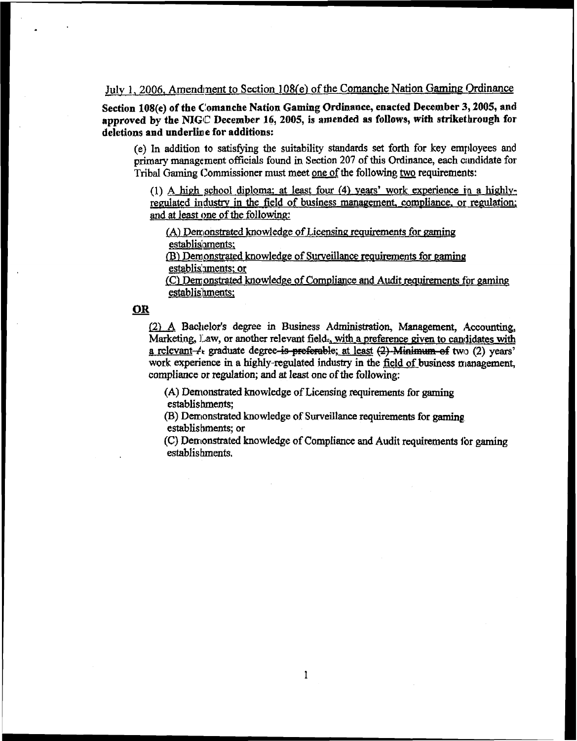<u>July 1, 2006, Amendment to Section 108(e) of the Comanche Nation Gaming Ordinance</u>

**Section 108(e) of the Comanche Nation Gaming Ordinance, enacted December 3, 2005, and approved by the NIGC December 16, 2005, is amended as follows, with strikethrough for deletions and underline for additions:**

(e) In addition to satisfying the suitability standards set forth for key employees and primary management officials found in Section 207 of this Ordinance, each candidate for Tribal Gaming Commissioner must meet <u>one of</u> the following <u>two</u> requirements:

(1) <u>A high school diploma; at least four (4) years' work experience in a highly-regulated industry in the field of business management, compliance, or regulation; and at least one of the following:</u>

<u>(A) Demonstrated knowledge of Licensing requirements for gaming establishments;</u>

<u>(B) Demonstrated knowledge of Surveillance requirements for gaming establishments; or</u>

<u>(C) Demonstrated knowledge of Compliance and Audit requirements for gaming establishments;</u>

<u>**OR**</u>

<u>(2) A</u> Bachelor's degree in Business Administration, Management, Accounting, Marketing, Law, or another relevant field~~.~~<u>, with a preference given to candidates with a relevant</u> ~~A~~ graduate degree ~~is preferable~~<u>; at least</u> ~~(2) Minimum of~~ two (2) years' work experience in a highly-regulated industry in the <u>field of</u> business management, compliance or regulation; and at least one of the following:

(A) Demonstrated knowledge of Licensing requirements for gaming establishments;

(B) Demonstrated knowledge of Surveillance requirements for gaming establishments; or

(C) Demonstrated knowledge of Compliance and Audit requirements for gaming establishments.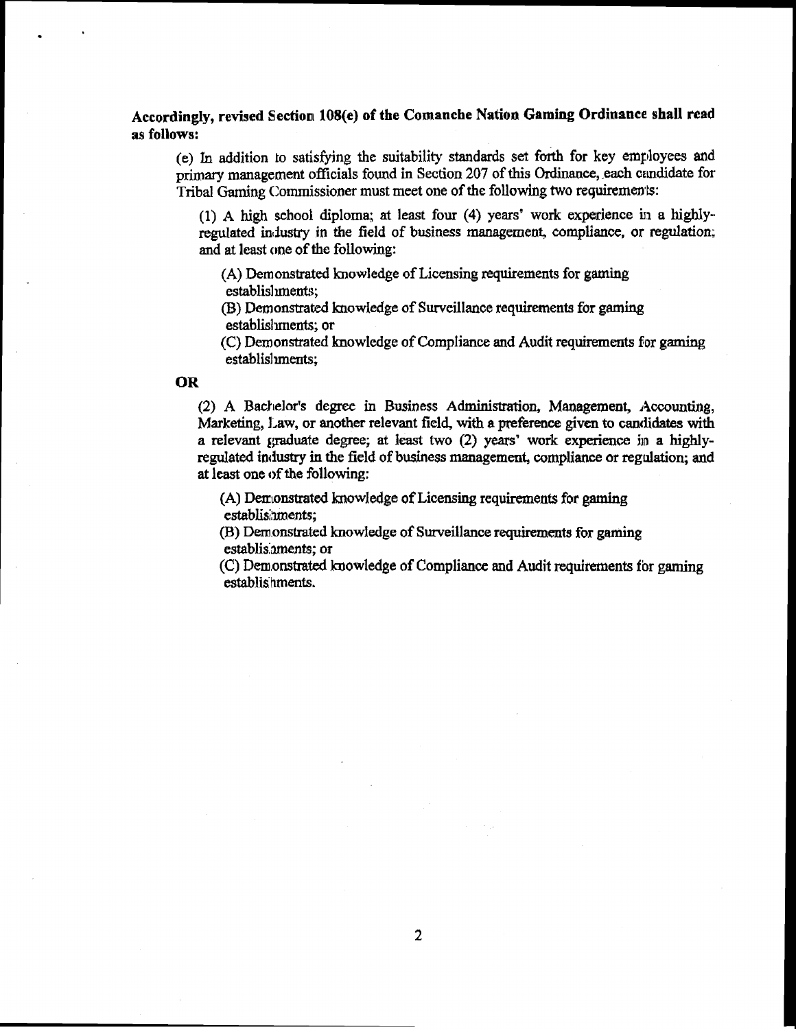**Accordingly, revised Section 108(e) of the Comanche Nation Gaming Ordinance shall read as follows:**

(e) In addition to satisfying the suitability standards set forth for key employees and primary management officials found in Section 207 of this Ordinance, each candidate for Tribal Gaming Commissioner must meet one of the following two requirements:

(1) A high school diploma; at least four (4) years' work experience in a highly-regulated industry in the field of business management, compliance, or regulation; and at least one of the following:

(A) Demonstrated knowledge of Licensing requirements for gaming establishments;

(B) Demonstrated knowledge of Surveillance requirements for gaming establishments; or

(C) Demonstrated knowledge of Compliance and Audit requirements for gaming establishments;

**OR**

(2) A Bachelor's degree in Business Administration, Management, Accounting, Marketing, Law, or another relevant field, with a preference given to candidates with a relevant graduate degree; at least two (2) years' work experience in a highly-regulated industry in the field of business management, compliance or regulation; and at least one of the following:

(A) Demonstrated knowledge of Licensing requirements for gaming establishments;

(B) Demonstrated knowledge of Surveillance requirements for gaming establishments; or

(C) Demonstrated knowledge of Compliance and Audit requirements for gaming establishments.